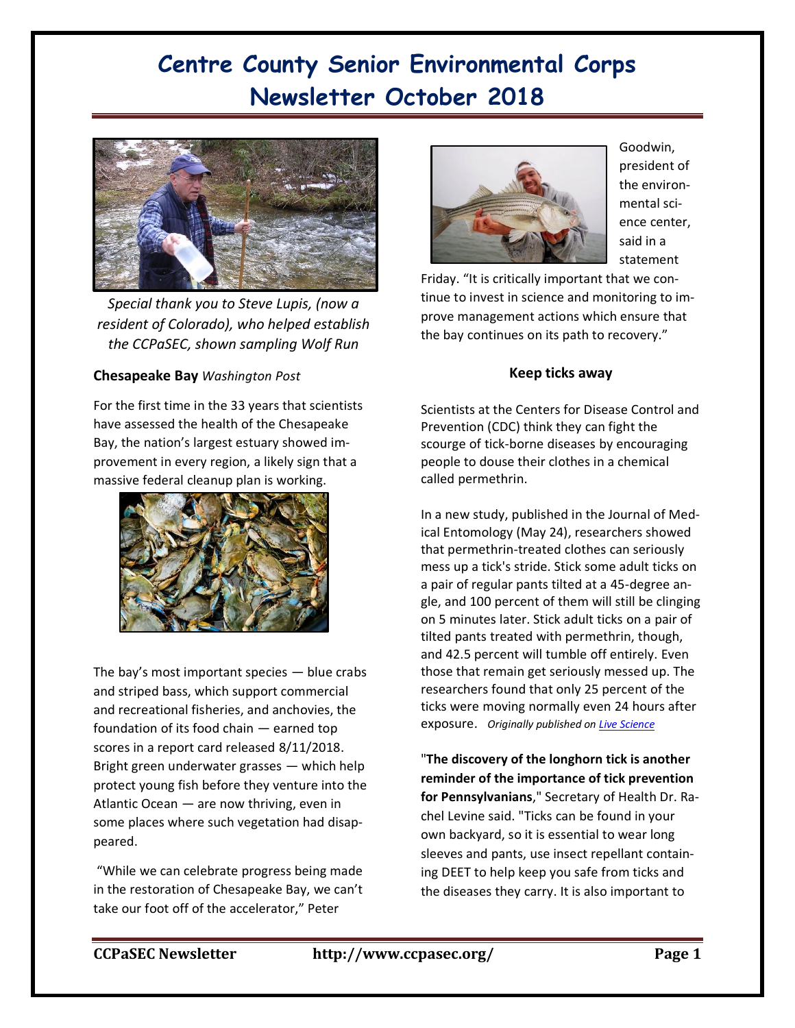# Centre County Senior Environmental Corps Newsletter October 2018

*Special thank you to Steve Lupis, (now a resident of Colorado), who helped establish the CCPaSEC, shown sampling Wolf Run*

**Chesapeake Bay** *Washington Post*

For the first time in the 33 years that scientists have assessed the health of the Chesapeake Bay, the nation's largest estuary showed improvement in every region, a likely sign that a massive federal cleanup plan is working.

The bay's most important species — blue crabs and striped bass, which support commercial and recreational fisheries, and anchovies, the foundation of its food chain — earned top scores in a report card released 8/11/2018. Bright green underwater grasses — which help protect young fish before they venture into the Atlantic Ocean — are now thriving, even in some places where such vegetation had disappeared.

"While we can celebrate progress being made in the restoration of Chesapeake Bay, we can't take our foot off of the accelerator," Peter Goodwin, president of the environmental science center, said in a statement Friday. "It is critically important that we continue to invest in science and monitoring to improve management actions which ensure that the bay continues on its path to recovery."

### Keep ticks away

Scientists at the Centers for Disease Control and Prevention (CDC) think they can fight the scourge of tick-borne diseases by encouraging people to douse their clothes in a chemical called permethrin.

In a new study, published in the Journal of Medical Entomology (May 24), researchers showed that permethrin-treated clothes can seriously mess up a tick's stride. Stick some adult ticks on a pair of regular pants tilted at a 45-degree angle, and 100 percent of them will still be clinging on 5 minutes later. Stick adult ticks on a pair of tilted pants treated with permethrin, though, and 42.5 percent will tumble off entirely. Even those that remain get seriously messed up. The researchers found that only 25 percent of the ticks were moving normally even 24 hours after exposure. *Originally published on [Live Science]*

"**The discovery of the longhorn tick is another reminder of the importance of tick prevention for Pennsylvanians**," Secretary of Health Dr. Rachel Levine said. "Ticks can be found in your own backyard, so it is essential to wear long sleeves and pants, use insect repellant containing DEET to help keep you safe from ticks and the diseases they carry. It is also important to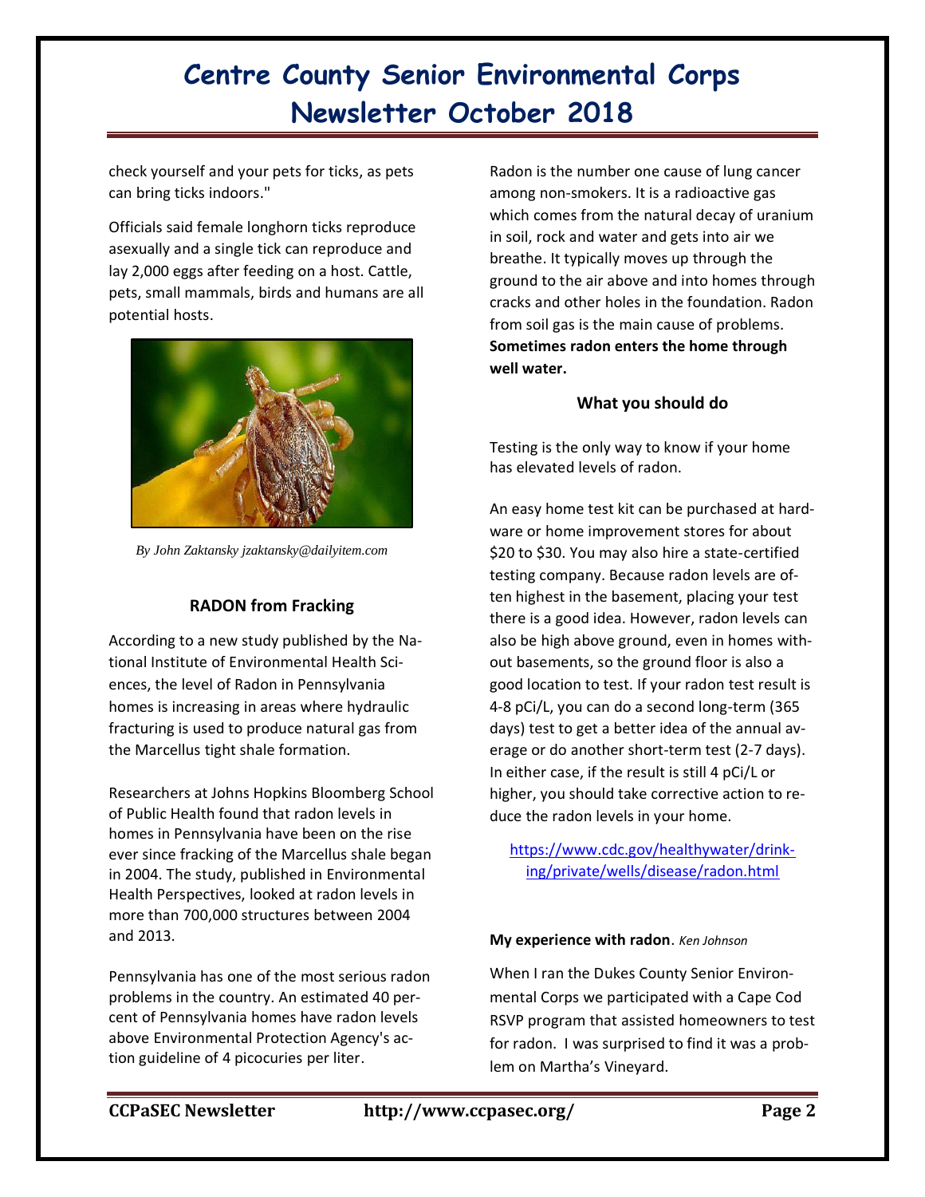check yourself and your pets for ticks, as pets can bring ticks indoors."

Officials said female longhorn ticks reproduce asexually and a single tick can reproduce and lay 2,000 eggs after feeding on a host. Cattle, pets, small mammals, birds and humans are all potential hosts.

*By John Zaktansky jzaktansky@dailyitem.com*

### RADON from Fracking

According to a new study published by the National Institute of Environmental Health Sciences, the level of Radon in Pennsylvania homes is increasing in areas where hydraulic fracturing is used to produce natural gas from the Marcellus tight shale formation.

Researchers at Johns Hopkins Bloomberg School of Public Health found that radon levels in homes in Pennsylvania have been on the rise ever since fracking of the Marcellus shale began in 2004. The study, published in Environmental Health Perspectives, looked at radon levels in more than 700,000 structures between 2004 and 2013.

Pennsylvania has one of the most serious radon problems in the country. An estimated 40 percent of Pennsylvania homes have radon levels above Environmental Protection Agency's action guideline of 4 picocuries per liter.

Radon is the number one cause of lung cancer among non-smokers. It is a radioactive gas which comes from the natural decay of uranium in soil, rock and water and gets into air we breathe. It typically moves up through the ground to the air above and into homes through cracks and other holes in the foundation. Radon from soil gas is the main cause of problems. **Sometimes radon enters the home through well water.**

### What you should do

Testing is the only way to know if your home has elevated levels of radon.

An easy home test kit can be purchased at hardware or home improvement stores for about $20 to $30. You may also hire a state-certified testing company. Because radon levels are often highest in the basement, placing your test there is a good idea. However, radon levels can also be high above ground, even in homes without basements, so the ground floor is also a good location to test. If your radon test result is 4-8 pCi/L, you can do a second long-term (365 days) test to get a better idea of the annual average or do another short-term test (2-7 days). In either case, if the result is still 4 pCi/L or higher, you should take corrective action to reduce the radon levels in your home.

https://www.cdc.gov/healthywater/drinking/private/wells/disease/radon.html

**My experience with radon**. *Ken Johnson*

When I ran the Dukes County Senior Environmental Corps we participated with a Cape Cod RSVP program that assisted homeowners to test for radon. I was surprised to find it was a problem on Martha's Vineyard.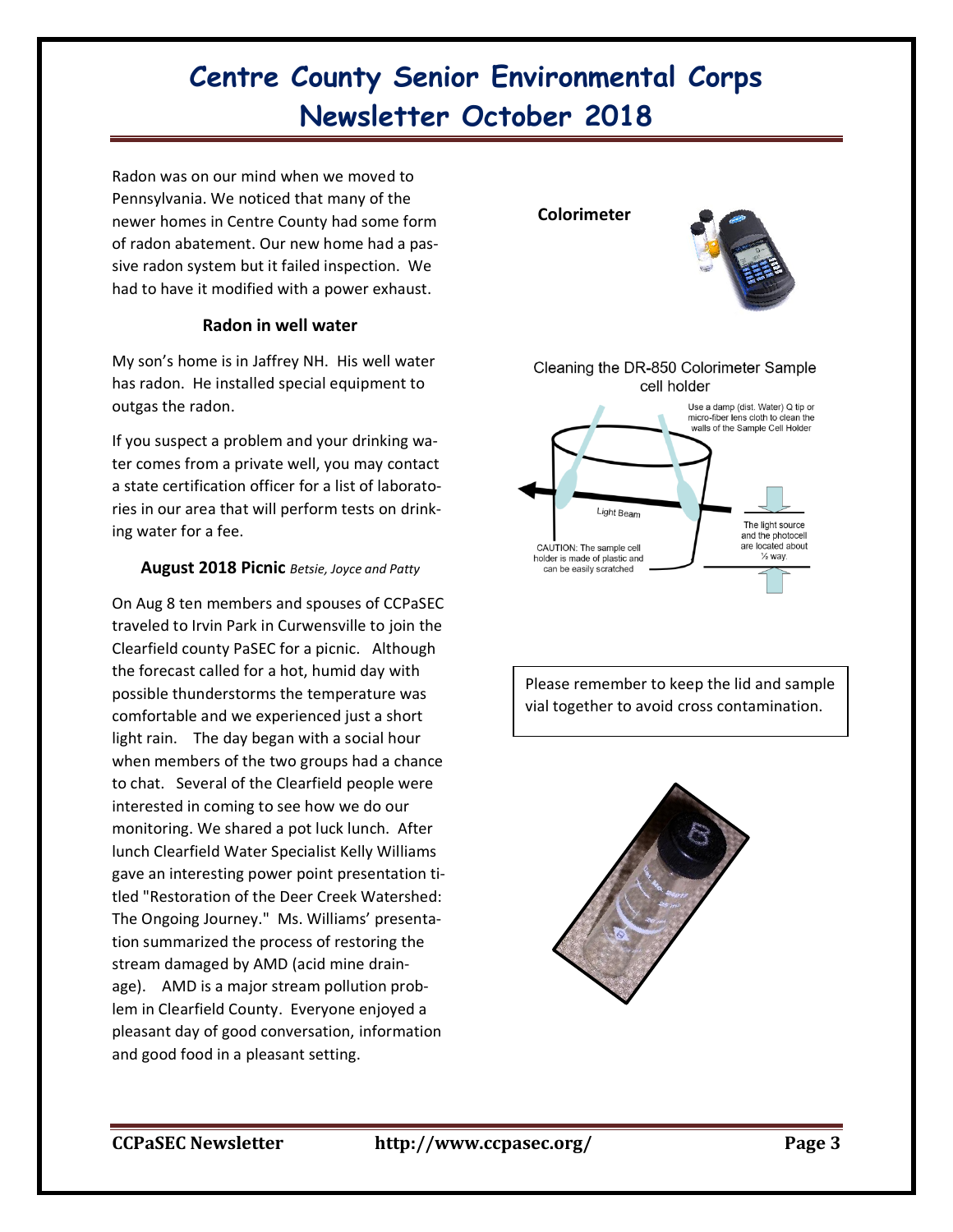# Centre County Senior Environmental Corps Newsletter October 2018

Radon was on our mind when we moved to Pennsylvania. We noticed that many of the newer homes in Centre County had some form of radon abatement. Our new home had a passive radon system but it failed inspection. We had to have it modified with a power exhaust.

### Radon in well water

My son's home is in Jaffrey NH. His well water has radon. He installed special equipment to outgas the radon.

If you suspect a problem and your drinking water comes from a private well, you may contact a state certification officer for a list of laboratories in our area that will perform tests on drinking water for a fee.

### August 2018 Picnic *Betsie, Joyce and Patty*

On Aug 8 ten members and spouses of CCPaSEC traveled to Irvin Park in Curwensville to join the Clearfield county PaSEC for a picnic. Although the forecast called for a hot, humid day with possible thunderstorms the temperature was comfortable and we experienced just a short light rain. The day began with a social hour when members of the two groups had a chance to chat. Several of the Clearfield people were interested in coming to see how we do our monitoring. We shared a pot luck lunch. After lunch Clearfield Water Specialist Kelly Williams gave an interesting power point presentation titled "Restoration of the Deer Creek Watershed: The Ongoing Journey." Ms. Williams' presentation summarized the process of restoring the stream damaged by AMD (acid mine drainage). AMD is a major stream pollution problem in Clearfield County. Everyone enjoyed a pleasant day of good conversation, information and good food in a pleasant setting.

**Colorimeter**

Cleaning the DR-850 Colorimeter Sample cell holder

Use a damp (dist. Water) Q tip or micro-fiber lens cloth to clean the walls of the Sample Cell Holder

Light Beam

The light source and the photocell are located about ½ way.

CAUTION: The sample cell holder is made of plastic and can be easily scratched

Please remember to keep the lid and sample vial together to avoid cross contamination.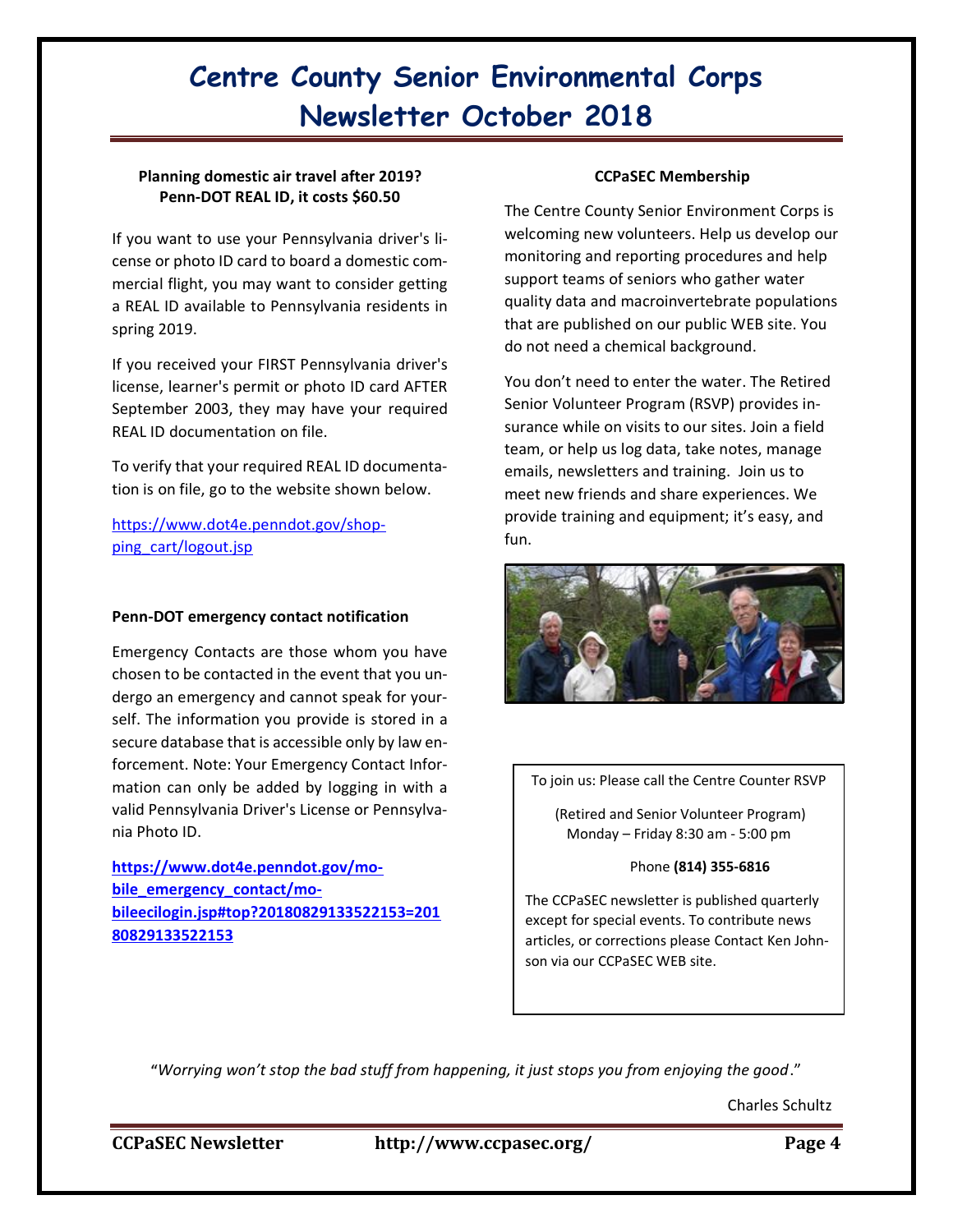# Centre County Senior Environmental Corps Newsletter October 2018

**Planning domestic air travel after 2019? Penn-DOT REAL ID, it costs $60.50**

If you want to use your Pennsylvania driver's license or photo ID card to board a domestic commercial flight, you may want to consider getting a REAL ID available to Pennsylvania residents in spring 2019.

If you received your FIRST Pennsylvania driver's license, learner's permit or photo ID card AFTER September 2003, they may have your required REAL ID documentation on file.

To verify that your required REAL ID documentation is on file, go to the website shown below.

https://www.dot4e.penndot.gov/shopping_cart/logout.jsp

**Penn-DOT emergency contact notification**

Emergency Contacts are those whom you have chosen to be contacted in the event that you undergo an emergency and cannot speak for yourself. The information you provide is stored in a secure database that is accessible only by law enforcement. Note: Your Emergency Contact Information can only be added by logging in with a valid Pennsylvania Driver's License or Pennsylvania Photo ID.

**https://www.dot4e.penndot.gov/mobile_emergency_contact/mobileecilogin.jsp#top?20180829133522153=20180829133522153**

**CCPaSEC Membership**

The Centre County Senior Environment Corps is welcoming new volunteers. Help us develop our monitoring and reporting procedures and help support teams of seniors who gather water quality data and macroinvertebrate populations that are published on our public WEB site. You do not need a chemical background.

You don't need to enter the water. The Retired Senior Volunteer Program (RSVP) provides insurance while on visits to our sites. Join a field team, or help us log data, take notes, manage emails, newsletters and training. Join us to meet new friends and share experiences. We provide training and equipment; it's easy, and fun.

To join us: Please call the Centre Counter RSVP

(Retired and Senior Volunteer Program)
Monday – Friday 8:30 am - 5:00 pm

Phone **(814) 355-6816**

The CCPaSEC newsletter is published quarterly except for special events. To contribute news articles, or corrections please Contact Ken Johnson via our CCPaSEC WEB site.

"*Worrying won't stop the bad stuff from happening, it just stops you from enjoying the good*."

Charles Schultz